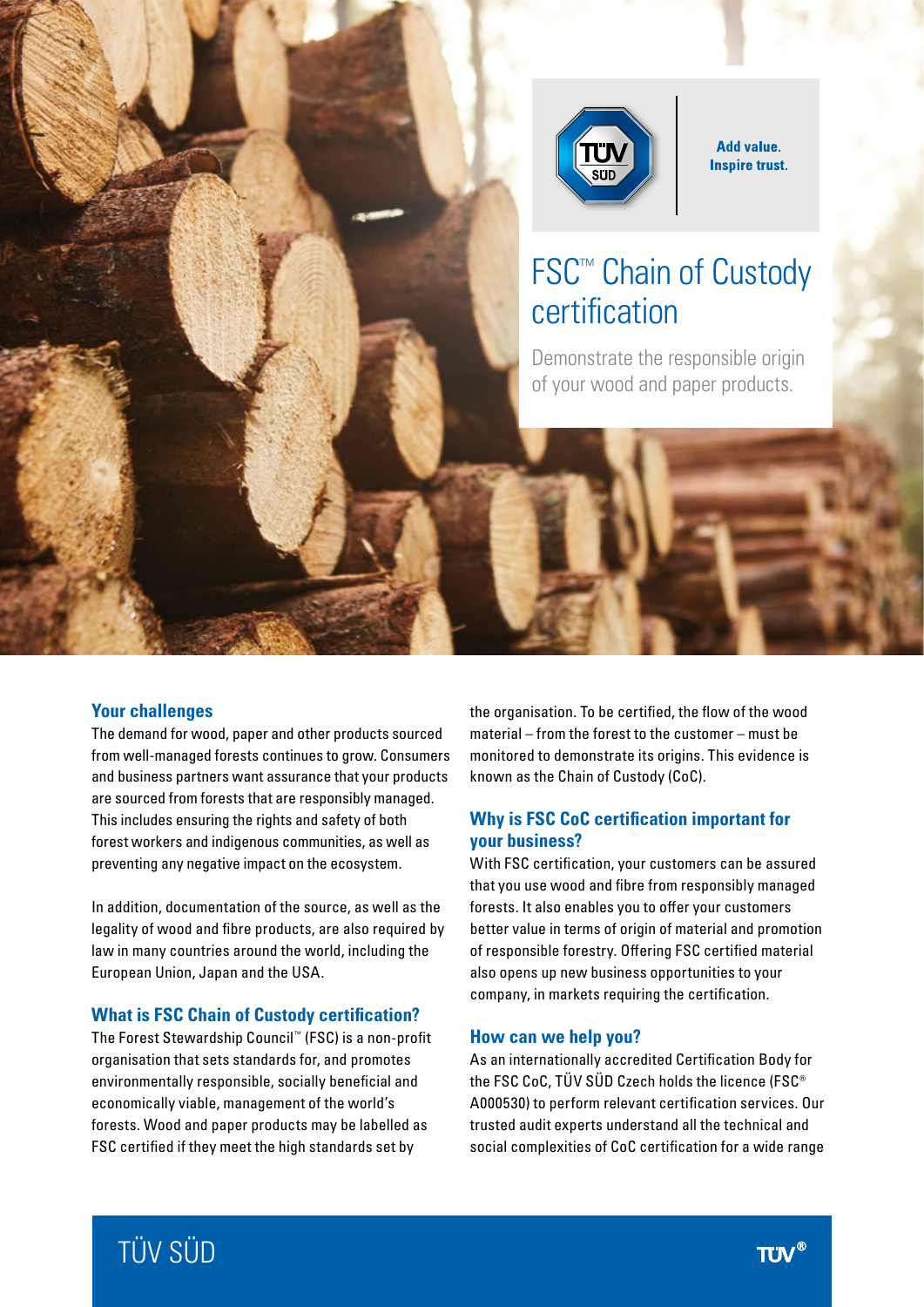Add value.
Inspire trust.

# FSC™ Chain of Custody certification

Demonstrate the responsible origin of your wood and paper products.

## Your challenges

The demand for wood, paper and other products sourced from well-managed forests continues to grow. Consumers and business partners want assurance that your products are sourced from forests that are responsibly managed. This includes ensuring the rights and safety of both forest workers and indigenous communities, as well as preventing any negative impact on the ecosystem.

In addition, documentation of the source, as well as the legality of wood and fibre products, are also required by law in many countries around the world, including the European Union, Japan and the USA.

## What is FSC Chain of Custody certification?

The Forest Stewardship Council™ (FSC) is a non-profit organisation that sets standards for, and promotes environmentally responsible, socially beneficial and economically viable, management of the world's forests. Wood and paper products may be labelled as FSC certified if they meet the high standards set by the organisation. To be certified, the flow of the wood material – from the forest to the customer – must be monitored to demonstrate its origins. This evidence is known as the Chain of Custody (CoC).

## Why is FSC CoC certification important for your business?

With FSC certification, your customers can be assured that you use wood and fibre from responsibly managed forests. It also enables you to offer your customers better value in terms of origin of material and promotion of responsible forestry. Offering FSC certified material also opens up new business opportunities to your company, in markets requiring the certification.

## How can we help you?

As an internationally accredited Certification Body for the FSC CoC, TÜV SÜD Czech holds the licence (FSC® A000530) to perform relevant certification services. Our trusted audit experts understand all the technical and social complexities of CoC certification for a wide range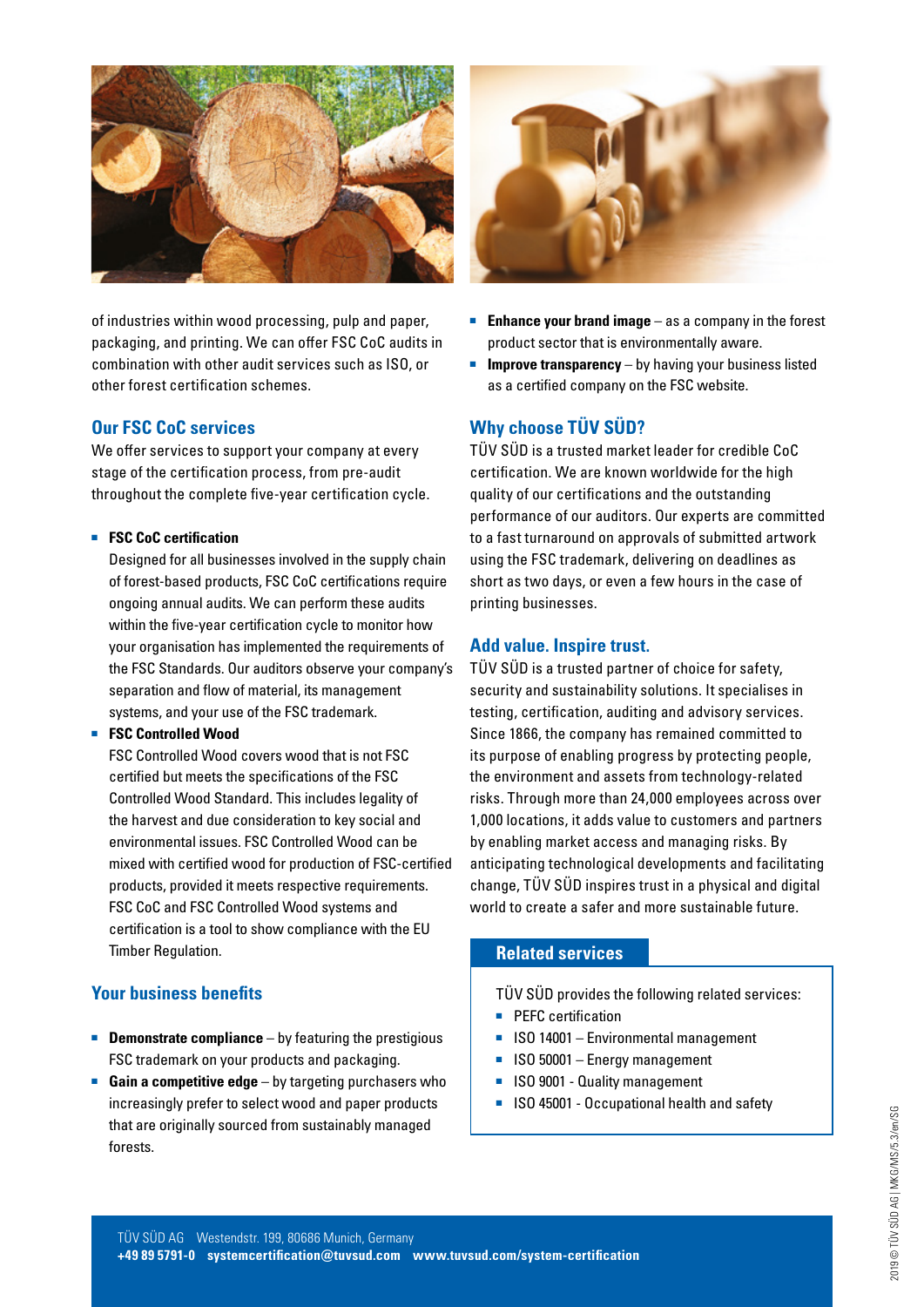of industries within wood processing, pulp and paper, packaging, and printing. We can offer FSC CoC audits in combination with other audit services such as ISO, or other forest certification schemes.

## Our FSC CoC services

We offer services to support your company at every stage of the certification process, from pre-audit throughout the complete five-year certification cycle.

- **FSC CoC certification**
  Designed for all businesses involved in the supply chain of forest-based products, FSC CoC certifications require ongoing annual audits. We can perform these audits within the five-year certification cycle to monitor how your organisation has implemented the requirements of the FSC Standards. Our auditors observe your company's separation and flow of material, its management systems, and your use of the FSC trademark.
- **FSC Controlled Wood**
  FSC Controlled Wood covers wood that is not FSC certified but meets the specifications of the FSC Controlled Wood Standard. This includes legality of the harvest and due consideration to key social and environmental issues. FSC Controlled Wood can be mixed with certified wood for production of FSC-certified products, provided it meets respective requirements. FSC CoC and FSC Controlled Wood systems and certification is a tool to show compliance with the EU Timber Regulation.

## Your business benefits

- **Demonstrate compliance** – by featuring the prestigious FSC trademark on your products and packaging.
- **Gain a competitive edge** – by targeting purchasers who increasingly prefer to select wood and paper products that are originally sourced from sustainably managed forests.
- **Enhance your brand image** – as a company in the forest product sector that is environmentally aware.
- **Improve transparency** – by having your business listed as a certified company on the FSC website.

## Why choose TÜV SÜD?

TÜV SÜD is a trusted market leader for credible CoC certification. We are known worldwide for the high quality of our certifications and the outstanding performance of our auditors. Our experts are committed to a fast turnaround on approvals of submitted artwork using the FSC trademark, delivering on deadlines as short as two days, or even a few hours in the case of printing businesses.

## Add value. Inspire trust.

TÜV SÜD is a trusted partner of choice for safety, security and sustainability solutions. It specialises in testing, certification, auditing and advisory services. Since 1866, the company has remained committed to its purpose of enabling progress by protecting people, the environment and assets from technology-related risks. Through more than 24,000 employees across over 1,000 locations, it adds value to customers and partners by enabling market access and managing risks. By anticipating technological developments and facilitating change, TÜV SÜD inspires trust in a physical and digital world to create a safer and more sustainable future.

## Related services

TÜV SÜD provides the following related services:

- PEFC certification
- ISO 14001 – Environmental management
- ISO 50001 – Energy management
- ISO 9001 - Quality management
- ISO 45001 - Occupational health and safety

TÜV SÜD AG Westendstr. 199, 80686 Munich, Germany
**+49 89 5791-0 systemcertification@tuvsud.com www.tuvsud.com/system-certification**

2019 © TÜV SÜD AG | MKG/MS/5.3/en/SG